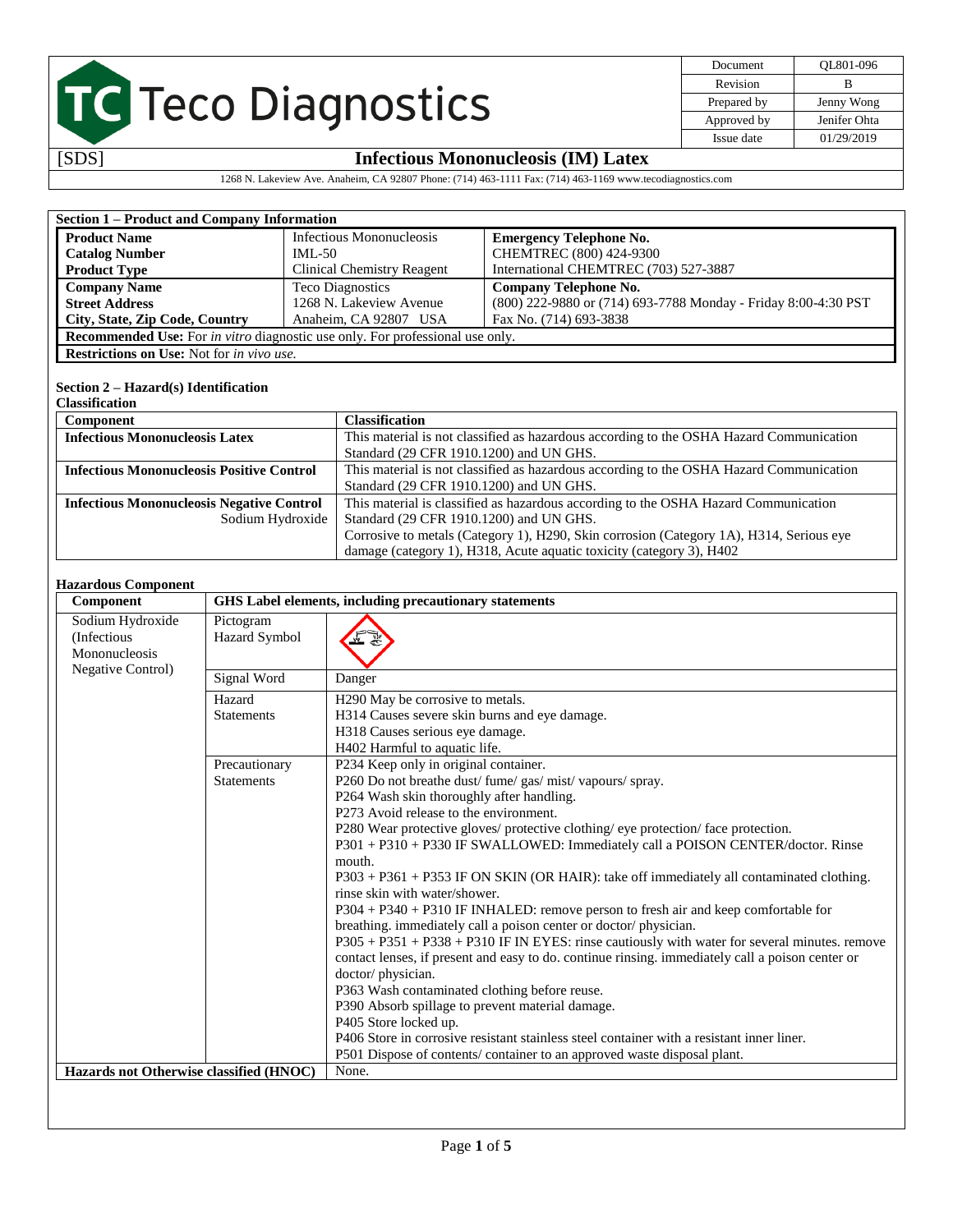| Document | QL801-096 |
| --- | --- |
| Revision | B |
| Prepared by | Jenny Wong |
| Approved by | Jenifer Ohta |
| Issue date | 01/29/2019 |

Teco Diagnostics

[SDS]

# Infectious Mononucleosis (IM) Latex

1268 N. Lakeview Ave. Anaheim, CA 92807 Phone: (714) 463-1111 Fax: (714) 463-1169 www.tecodiagnostics.com

## Section 1 – Product and Company Information

| | | |
| --- | --- | --- |
| **Product Name** | Infectious Mononucleosis | **Emergency Telephone No.** |
| **Catalog Number** | IML-50 | CHEMTREC (800) 424-9300 |
| **Product Type** | Clinical Chemistry Reagent | International CHEMTREC (703) 527-3887 |
| **Company Name** | Teco Diagnostics | **Company Telephone No.** |
| **Street Address** | 1268 N. Lakeview Avenue | (800) 222-9880 or (714) 693-7788 Monday - Friday 8:00-4:30 PST |
| **City, State, Zip Code, Country** | Anaheim, CA 92807 USA | Fax No. (714) 693-3838 |

**Recommended Use:** For *in vitro* diagnostic use only. For professional use only.

**Restrictions on Use:** Not for *in vivo use.*

## Section 2 – Hazard(s) Identification

**Classification**

| Component | Classification |
| --- | --- |
| **Infectious Mononucleosis Latex** | This material is not classified as hazardous according to the OSHA Hazard Communication Standard (29 CFR 1910.1200) and UN GHS. |
| **Infectious Mononucleosis Positive Control** | This material is not classified as hazardous according to the OSHA Hazard Communication Standard (29 CFR 1910.1200) and UN GHS. |
| **Infectious Mononucleosis Negative Control** Sodium Hydroxide | This material is classified as hazardous according to the OSHA Hazard Communication Standard (29 CFR 1910.1200) and UN GHS. Corrosive to metals (Category 1), H290, Skin corrosion (Category 1A), H314, Serious eye damage (category 1), H318, Acute aquatic toxicity (category 3), H402 |

**Hazardous Component**

| Component | GHS Label elements, including precautionary statements | |
| --- | --- | --- |
| Sodium Hydroxide (Infectious Mononucleosis Negative Control) | Pictogram Hazard Symbol | |
| | Signal Word | Danger |
| | Hazard Statements | H290 May be corrosive to metals.<br>H314 Causes severe skin burns and eye damage.<br>H318 Causes serious eye damage.<br>H402 Harmful to aquatic life. |
| | Precautionary Statements | P234 Keep only in original container.<br>P260 Do not breathe dust/ fume/ gas/ mist/ vapours/ spray.<br>P264 Wash skin thoroughly after handling.<br>P273 Avoid release to the environment.<br>P280 Wear protective gloves/ protective clothing/ eye protection/ face protection.<br>P301 + P310 + P330 IF SWALLOWED: Immediately call a POISON CENTER/doctor. Rinse mouth.<br>P303 + P361 + P353 IF ON SKIN (OR HAIR): take off immediately all contaminated clothing. rinse skin with water/shower.<br>P304 + P340 + P310 IF INHALED: remove person to fresh air and keep comfortable for breathing. immediately call a poison center or doctor/ physician.<br>P305 + P351 + P338 + P310 IF IN EYES: rinse cautiously with water for several minutes. remove contact lenses, if present and easy to do. continue rinsing. immediately call a poison center or doctor/ physician.<br>P363 Wash contaminated clothing before reuse.<br>P390 Absorb spillage to prevent material damage.<br>P405 Store locked up.<br>P406 Store in corrosive resistant stainless steel container with a resistant inner liner.<br>P501 Dispose of contents/ container to an approved waste disposal plant. |
| **Hazards not Otherwise classified (HNOC)** | None. | |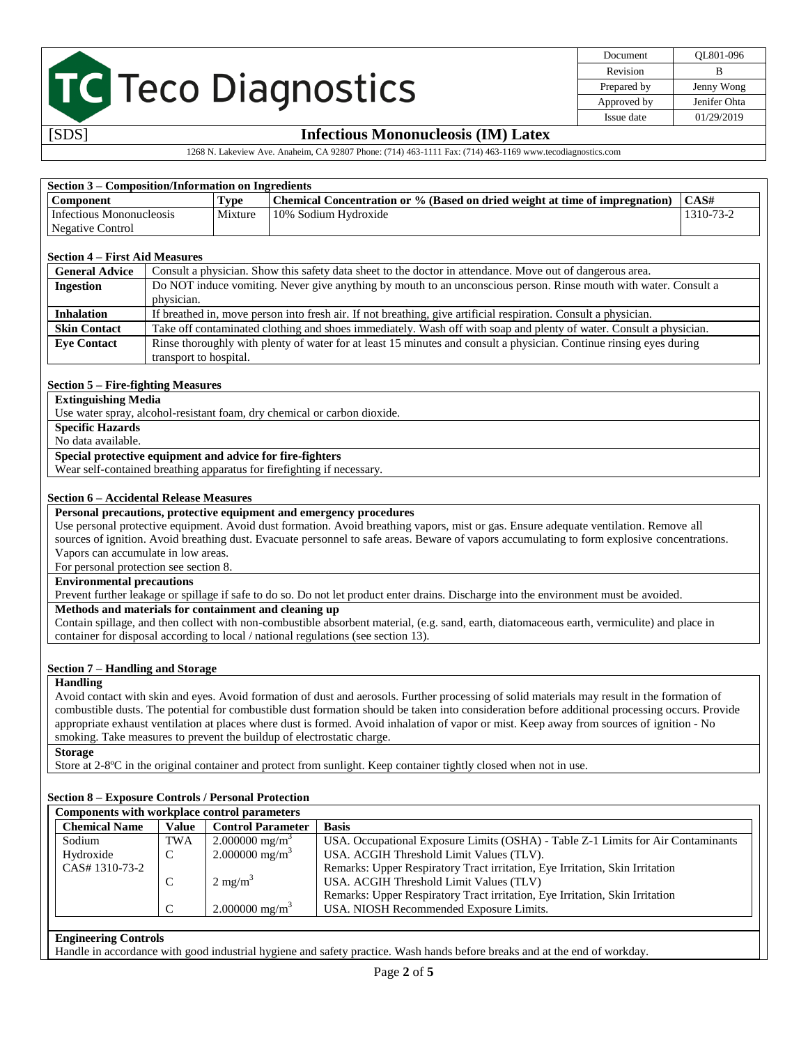## Section 3 – Composition/Information on Ingredients

| Component | Type | Chemical Concentration or % (Based on dried weight at time of impregnation) | CAS# |
|---|---|---|---|
| Infectious Mononucleosis Negative Control | Mixture | 10% Sodium Hydroxide | 1310-73-2 |

## Section 4 – First Aid Measures

| | |
|---|---|
| **General Advice** | Consult a physician. Show this safety data sheet to the doctor in attendance. Move out of dangerous area. |
| **Ingestion** | Do NOT induce vomiting. Never give anything by mouth to an unconscious person. Rinse mouth with water. Consult a physician. |
| **Inhalation** | If breathed in, move person into fresh air. If not breathing, give artificial respiration. Consult a physician. |
| **Skin Contact** | Take off contaminated clothing and shoes immediately. Wash off with soap and plenty of water. Consult a physician. |
| **Eye Contact** | Rinse thoroughly with plenty of water for at least 15 minutes and consult a physician. Continue rinsing eyes during transport to hospital. |

## Section 5 – Fire-fighting Measures

**Extinguishing Media**

Use water spray, alcohol-resistant foam, dry chemical or carbon dioxide.

**Specific Hazards**

No data available.

**Special protective equipment and advice for fire-fighters**

Wear self-contained breathing apparatus for firefighting if necessary.

## Section 6 – Accidental Release Measures

**Personal precautions, protective equipment and emergency procedures**

Use personal protective equipment. Avoid dust formation. Avoid breathing vapors, mist or gas. Ensure adequate ventilation. Remove all sources of ignition. Avoid breathing dust. Evacuate personnel to safe areas. Beware of vapors accumulating to form explosive concentrations. Vapors can accumulate in low areas.

For personal protection see section 8.

**Environmental precautions**

Prevent further leakage or spillage if safe to do so. Do not let product enter drains. Discharge into the environment must be avoided.

**Methods and materials for containment and cleaning up**

Contain spillage, and then collect with non-combustible absorbent material, (e.g. sand, earth, diatomaceous earth, vermiculite) and place in container for disposal according to local / national regulations (see section 13).

## Section 7 – Handling and Storage

**Handling**

Avoid contact with skin and eyes. Avoid formation of dust and aerosols. Further processing of solid materials may result in the formation of combustible dusts. The potential for combustible dust formation should be taken into consideration before additional processing occurs. Provide appropriate exhaust ventilation at places where dust is formed. Avoid inhalation of vapor or mist. Keep away from sources of ignition - No smoking. Take measures to prevent the buildup of electrostatic charge.

**Storage**

Store at 2-8ºC in the original container and protect from sunlight. Keep container tightly closed when not in use.

## Section 8 – Exposure Controls / Personal Protection

**Components with workplace control parameters**

| Chemical Name | Value | Control Parameter | Basis |
|---|---|---|---|
| Sodium Hydroxide CAS# 1310-73-2 | TWA | 2.000000 $mg/m^3$ | USA. Occupational Exposure Limits (OSHA) - Table Z-1 Limits for Air Contaminants |
| | C | 2.000000 $mg/m^3$ | USA. ACGIH Threshold Limit Values (TLV). Remarks: Upper Respiratory Tract irritation, Eye Irritation, Skin Irritation |
| | C | 2 $mg/m^3$ | USA. ACGIH Threshold Limit Values (TLV) Remarks: Upper Respiratory Tract irritation, Eye Irritation, Skin Irritation |
| | C | 2.000000 $mg/m^3$ | USA. NIOSH Recommended Exposure Limits. |

**Engineering Controls**

Handle in accordance with good industrial hygiene and safety practice. Wash hands before breaks and at the end of workday.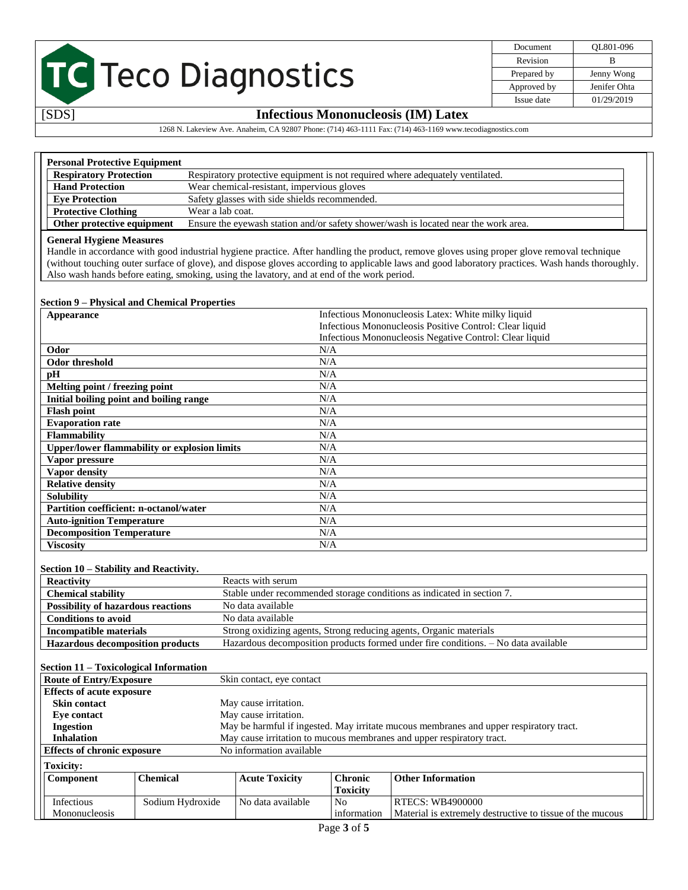**Personal Protective Equipment**

| | |
|---|---|
| **Respiratory Protection** | Respiratory protective equipment is not required where adequately ventilated. |
| **Hand Protection** | Wear chemical-resistant, impervious gloves |
| **Eye Protection** | Safety glasses with side shields recommended. |
| **Protective Clothing** | Wear a lab coat. |
| **Other protective equipment** | Ensure the eyewash station and/or safety shower/wash is located near the work area. |

**General Hygiene Measures**

Handle in accordance with good industrial hygiene practice. After handling the product, remove gloves using proper glove removal technique (without touching outer surface of glove), and dispose gloves according to applicable laws and good laboratory practices. Wash hands thoroughly. Also wash hands before eating, smoking, using the lavatory, and at end of the work period.

## Section 9 – Physical and Chemical Properties

| | |
|---|---|
| **Appearance** | Infectious Mononucleosis Latex: White milky liquid<br>Infectious Mononucleosis Positive Control: Clear liquid<br>Infectious Mononucleosis Negative Control: Clear liquid |
| **Odor** | N/A |
| **Odor threshold** | N/A |
| **pH** | N/A |
| **Melting point / freezing point** | N/A |
| **Initial boiling point and boiling range** | N/A |
| **Flash point** | N/A |
| **Evaporation rate** | N/A |
| **Flammability** | N/A |
| **Upper/lower flammability or explosion limits** | N/A |
| **Vapor pressure** | N/A |
| **Vapor density** | N/A |
| **Relative density** | N/A |
| **Solubility** | N/A |
| **Partition coefficient: n-octanol/water** | N/A |
| **Auto-ignition Temperature** | N/A |
| **Decomposition Temperature** | N/A |
| **Viscosity** | N/A |

## Section 10 – Stability and Reactivity.

| | |
|---|---|
| **Reactivity** | Reacts with serum |
| **Chemical stability** | Stable under recommended storage conditions as indicated in section 7. |
| **Possibility of hazardous reactions** | No data available |
| **Conditions to avoid** | No data available |
| **Incompatible materials** | Strong oxidizing agents, Strong reducing agents, Organic materials |
| **Hazardous decomposition products** | Hazardous decomposition products formed under fire conditions. – No data available |

## Section 11 – Toxicological Information

| | |
|---|---|
| **Route of Entry/Exposure** | Skin contact, eye contact |
| **Effects of acute exposure** | |
| **Skin contact** | May cause irritation. |
| **Eye contact** | May cause irritation. |
| **Ingestion** | May be harmful if ingested. May irritate mucous membranes and upper respiratory tract. |
| **Inhalation** | May cause irritation to mucous membranes and upper respiratory tract. |
| **Effects of chronic exposure** | No information available |

**Toxicity:**

| Component | Chemical | Acute Toxicity | Chronic Toxicity | Other Information |
|---|---|---|---|---|
| Infectious Mononucleosis | Sodium Hydroxide | No data available | No information | RTECS: WB4900000<br>Material is extremely destructive to tissue of the mucous |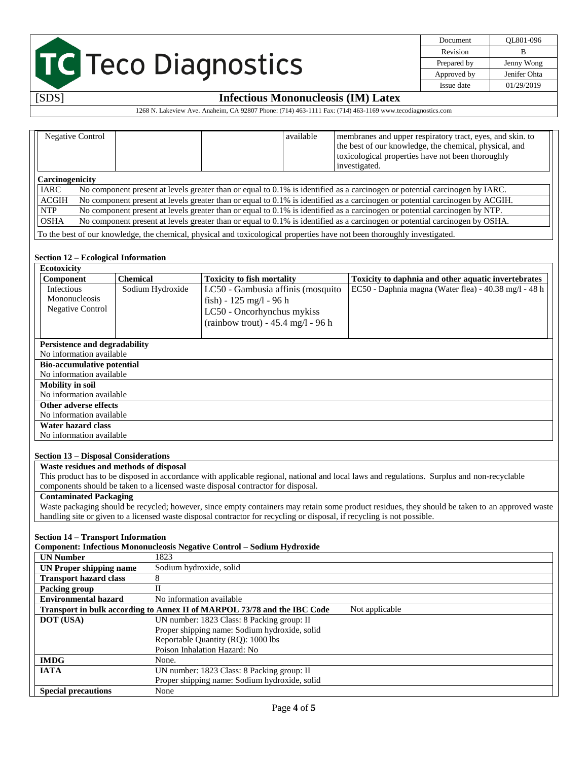| Negative Control | | | available | membranes and upper respiratory tract, eyes, and skin. to the best of our knowledge, the chemical, physical, and toxicological properties have not been thoroughly investigated. |
|---|---|---|---|---|

**Carcinogenicity**

| | |
|---|---|
| IARC | No component present at levels greater than or equal to 0.1% is identified as a carcinogen or potential carcinogen by IARC. |
| ACGIH | No component present at levels greater than or equal to 0.1% is identified as a carcinogen or potential carcinogen by ACGIH. |
| NTP | No component present at levels greater than or equal to 0.1% is identified as a carcinogen or potential carcinogen by NTP. |
| OSHA | No component present at levels greater than or equal to 0.1% is identified as a carcinogen or potential carcinogen by OSHA. |

To the best of our knowledge, the chemical, physical and toxicological properties have not been thoroughly investigated.

### Section 12 – Ecological Information

**Ecotoxicity**

| Component | Chemical | Toxicity to fish mortality | Toxicity to daphnia and other aquatic invertebrates |
|---|---|---|---|
| Infectious Mononucleosis Negative Control | Sodium Hydroxide | LC50 - Gambusia affinis (mosquito fish) - 125 mg/l - 96 h<br>LC50 - Oncorhynchus mykiss (rainbow trout) - 45.4 mg/l - 96 h | EC50 - Daphnia magna (Water flea) - 40.38 mg/l - 48 h |

**Persistence and degradability**
No information available

**Bio-accumulative potential**
No information available

**Mobility in soil**
No information available

**Other adverse effects**
No information available

**Water hazard class**
No information available

### Section 13 – Disposal Considerations

**Waste residues and methods of disposal**
This product has to be disposed in accordance with applicable regional, national and local laws and regulations. Surplus and non-recyclable components should be taken to a licensed waste disposal contractor for disposal.

**Contaminated Packaging**
Waste packaging should be recycled; however, since empty containers may retain some product residues, they should be taken to an approved waste handling site or given to a licensed waste disposal contractor for recycling or disposal, if recycling is not possible.

### Section 14 – Transport Information

**Component: Infectious Mononucleosis Negative Control – Sodium Hydroxide**

| | |
|---|---|
| **UN Number** | 1823 |
| **UN Proper shipping name** | Sodium hydroxide, solid |
| **Transport hazard class** | 8 |
| **Packing group** | II |
| **Environmental hazard** | No information available |
| **Transport in bulk according to Annex II of MARPOL 73/78 and the IBC Code** | Not applicable |
| **DOT (USA)** | UN number: 1823 Class: 8 Packing group: II<br>Proper shipping name: Sodium hydroxide, solid<br>Reportable Quantity (RQ): 1000 lbs<br>Poison Inhalation Hazard: No |
| **IMDG** | None. |
| **IATA** | UN number: 1823 Class: 8 Packing group: II<br>Proper shipping name: Sodium hydroxide, solid |
| **Special precautions** | None |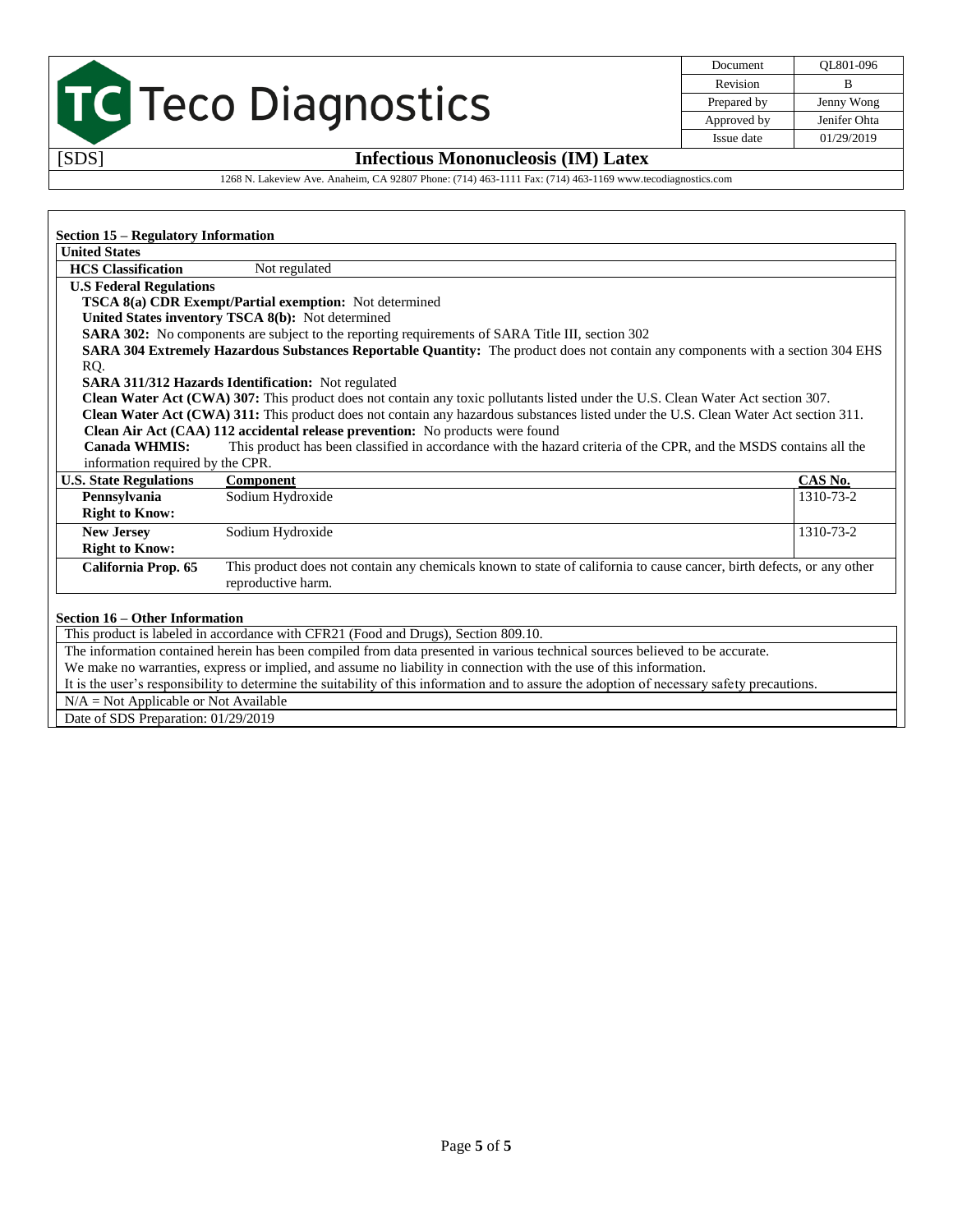## Section 15 – Regulatory Information

**United States**

**HCS Classification** Not regulated

**U.S Federal Regulations**

**TSCA 8(a) CDR Exempt/Partial exemption:** Not determined

**United States inventory TSCA 8(b):** Not determined

**SARA 302:** No components are subject to the reporting requirements of SARA Title III, section 302

**SARA 304 Extremely Hazardous Substances Reportable Quantity:** The product does not contain any components with a section 304 EHS RQ.

**SARA 311/312 Hazards Identification:** Not regulated

**Clean Water Act (CWA) 307:** This product does not contain any toxic pollutants listed under the U.S. Clean Water Act section 307.

**Clean Water Act (CWA) 311:** This product does not contain any hazardous substances listed under the U.S. Clean Water Act section 311.

**Clean Air Act (CAA) 112 accidental release prevention:** No products were found

**Canada WHMIS:** This product has been classified in accordance with the hazard criteria of the CPR, and the MSDS contains all the information required by the CPR.

| U.S. State Regulations | Component | CAS No. |
|---|---|---|
| **Pennsylvania Right to Know:** | Sodium Hydroxide | 1310-73-2 |
| **New Jersey Right to Know:** | Sodium Hydroxide | 1310-73-2 |
| **California Prop. 65** | This product does not contain any chemicals known to state of california to cause cancer, birth defects, or any other reproductive harm. | |

## Section 16 – Other Information

This product is labeled in accordance with CFR21 (Food and Drugs), Section 809.10.

The information contained herein has been compiled from data presented in various technical sources believed to be accurate.
We make no warranties, express or implied, and assume no liability in connection with the use of this information.
It is the user's responsibility to determine the suitability of this information and to assure the adoption of necessary safety precautions.

N/A = Not Applicable or Not Available

Date of SDS Preparation: 01/29/2019